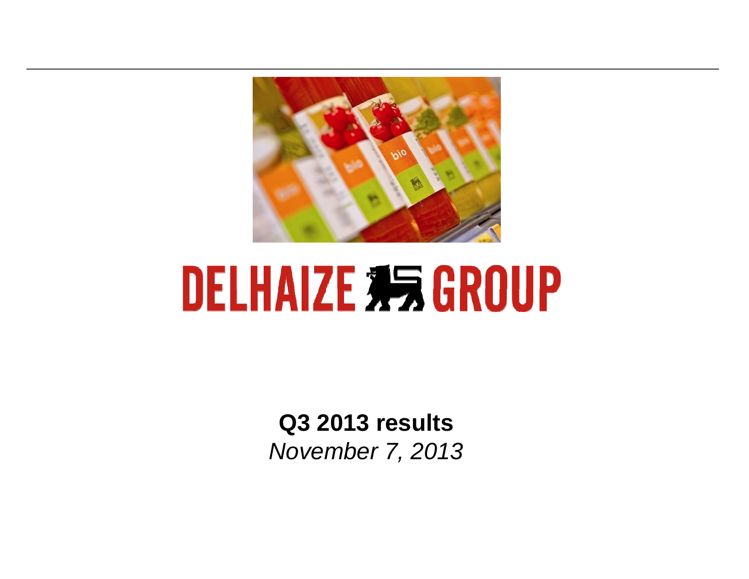# DELHAIZE GROUP

**Q3 2013 results**

*November 7, 2013*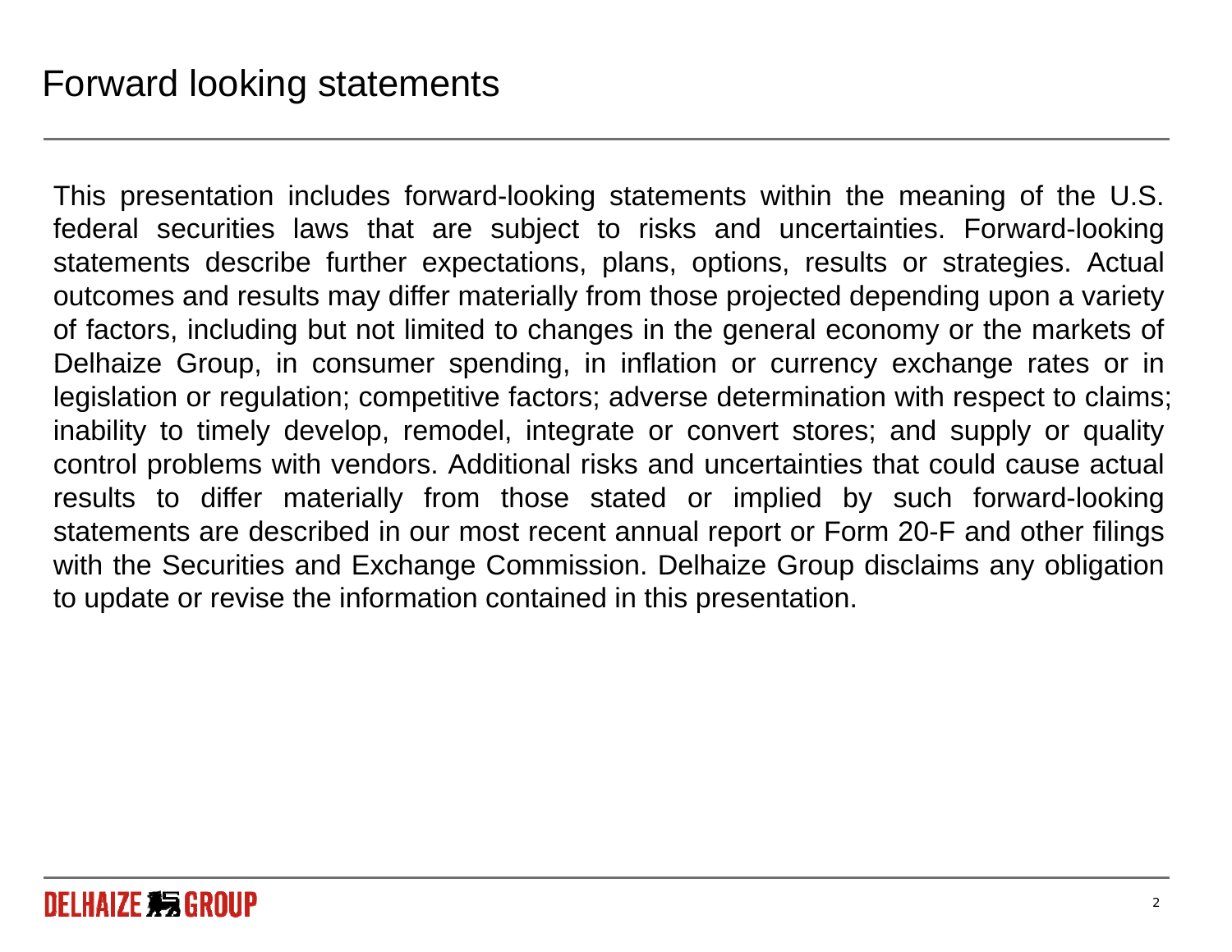# Forward looking statements

This presentation includes forward-looking statements within the meaning of the U.S. federal securities laws that are subject to risks and uncertainties. Forward-looking statements describe further expectations, plans, options, results or strategies. Actual outcomes and results may differ materially from those projected depending upon a variety of factors, including but not limited to changes in the general economy or the markets of Delhaize Group, in consumer spending, in inflation or currency exchange rates or in legislation or regulation; competitive factors; adverse determination with respect to claims; inability to timely develop, remodel, integrate or convert stores; and supply or quality control problems with vendors. Additional risks and uncertainties that could cause actual results to differ materially from those stated or implied by such forward-looking statements are described in our most recent annual report or Form 20-F and other filings with the Securities and Exchange Commission. Delhaize Group disclaims any obligation to update or revise the information contained in this presentation.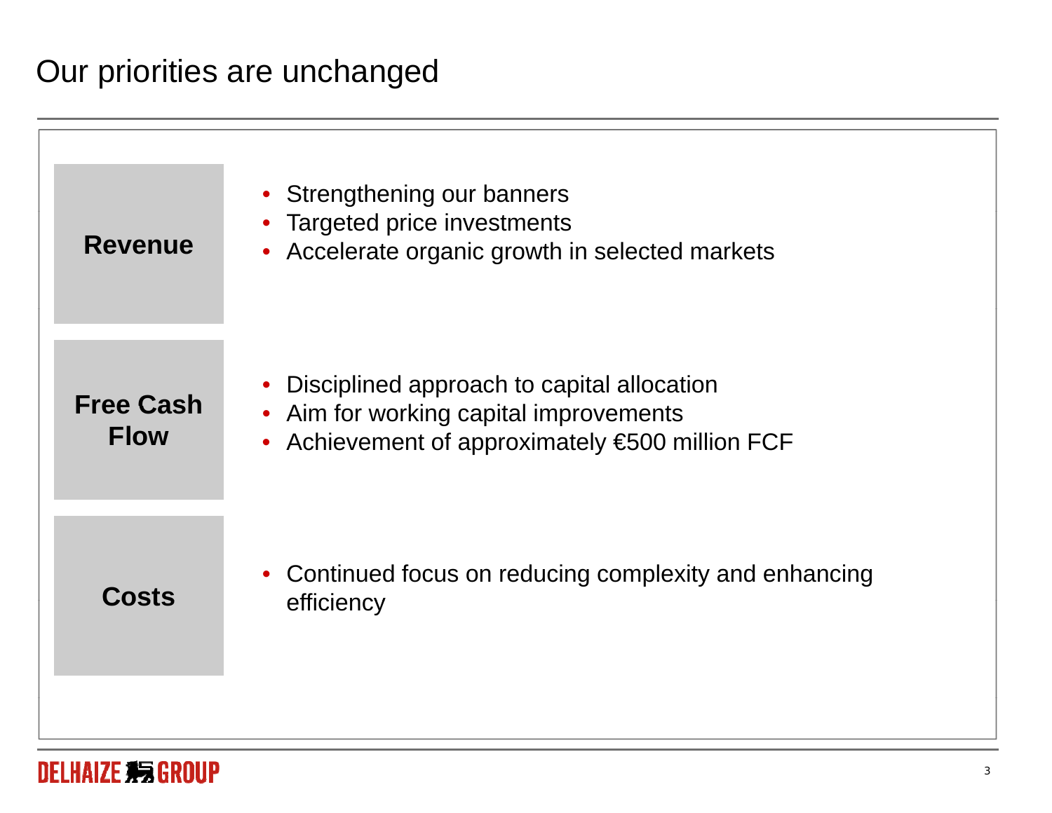# Our priorities are unchanged

## Revenue

- Strengthening our banners
- Targeted price investments
- Accelerate organic growth in selected markets

## Free Cash Flow

- Disciplined approach to capital allocation
- Aim for working capital improvements
- Achievement of approximately €500 million FCF

## Costs

- Continued focus on reducing complexity and enhancing efficiency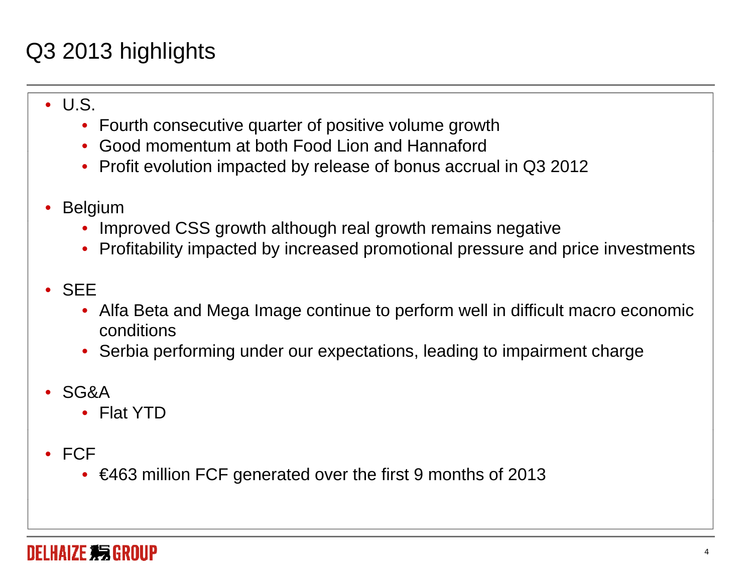# Q3 2013 highlights

- U.S.
  - Fourth consecutive quarter of positive volume growth
  - Good momentum at both Food Lion and Hannaford
  - Profit evolution impacted by release of bonus accrual in Q3 2012

- Belgium
  - Improved CSS growth although real growth remains negative
  - Profitability impacted by increased promotional pressure and price investments

- SEE
  - Alfa Beta and Mega Image continue to perform well in difficult macro economic conditions
  - Serbia performing under our expectations, leading to impairment charge

- SG&A
  - Flat YTD

- FCF
  - €463 million FCF generated over the first 9 months of 2013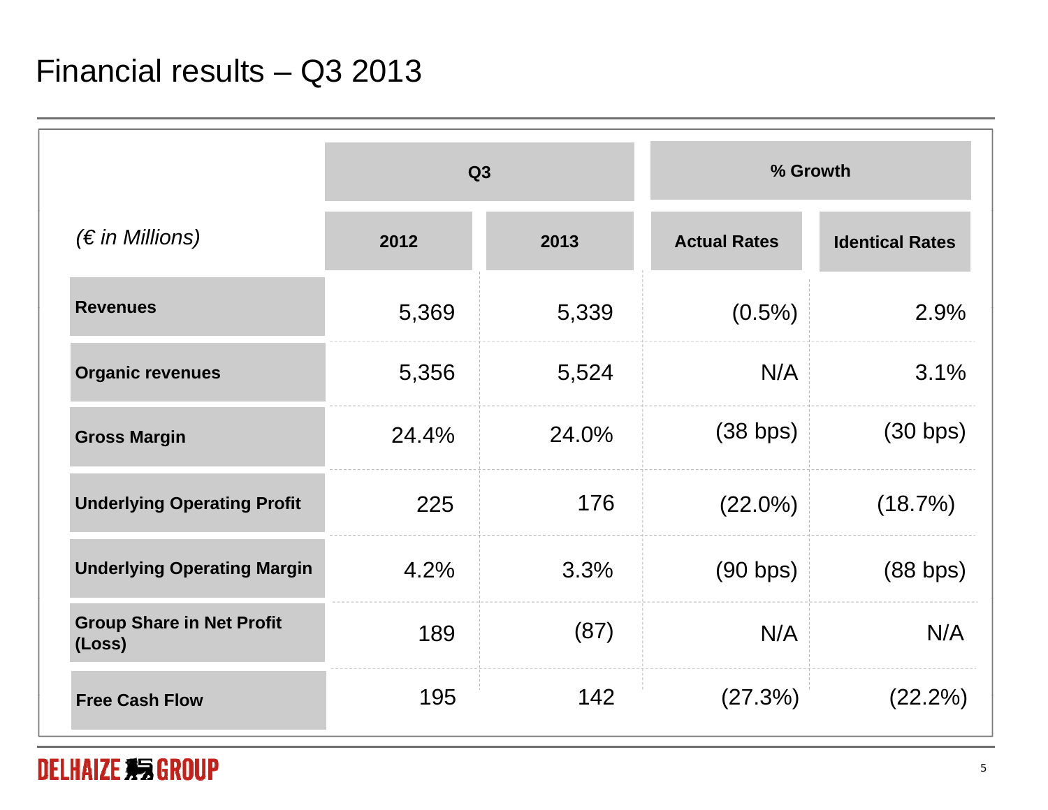# Financial results – Q3 2013

| *(€ in Millions)* | Q3 | | % Growth | |
|---|---|---|---|---|
| | **2012** | **2013** | **Actual Rates** | **Identical Rates** |
| **Revenues** | 5,369 | 5,339 | (0.5%) | 2.9% |
| **Organic revenues** | 5,356 | 5,524 | N/A | 3.1% |
| **Gross Margin** | 24.4% | 24.0% | (38 bps) | (30 bps) |
| **Underlying Operating Profit** | 225 | 176 | (22.0%) | (18.7%) |
| **Underlying Operating Margin** | 4.2% | 3.3% | (90 bps) | (88 bps) |
| **Group Share in Net Profit (Loss)** | 189 | (87) | N/A | N/A |
| **Free Cash Flow** | 195 | 142 | (27.3%) | (22.2%) |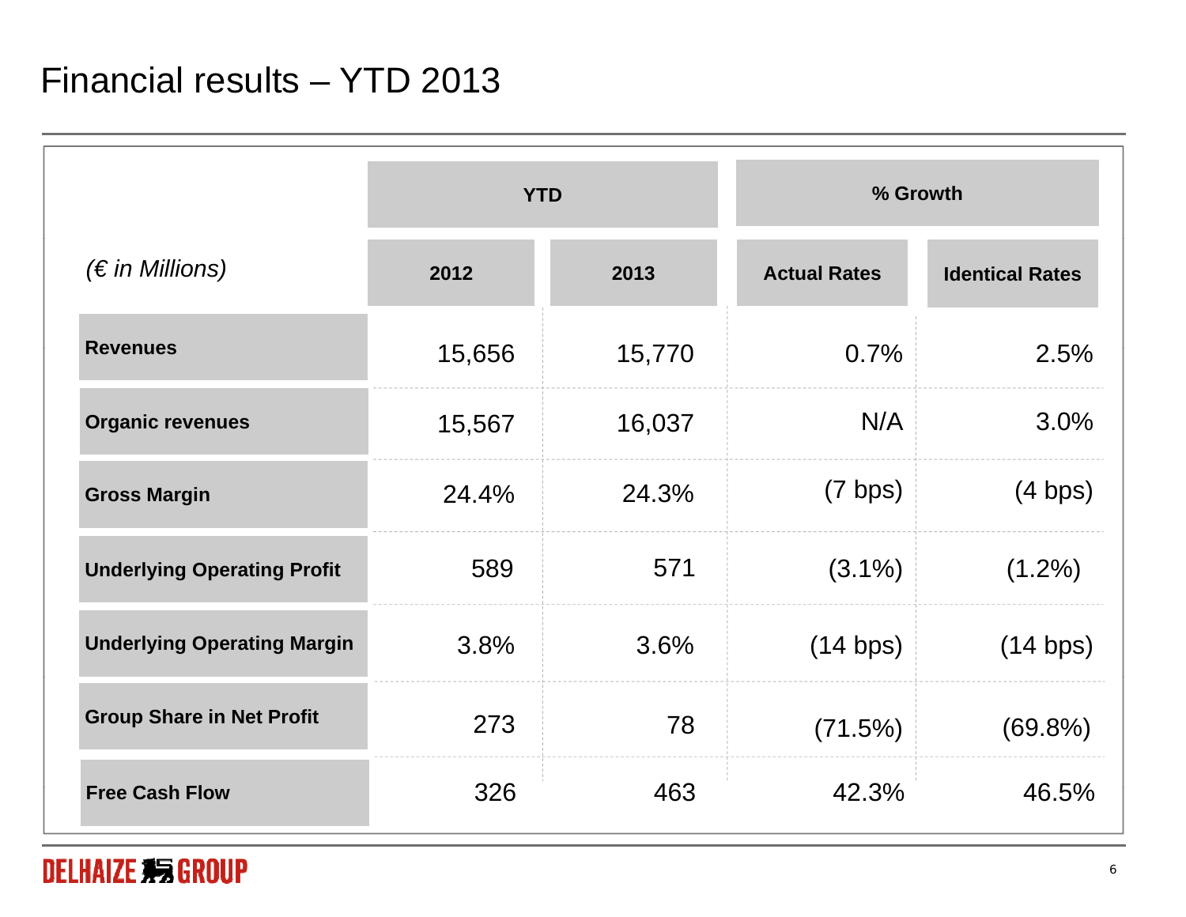# Financial results – YTD 2013

| (€ in Millions) | YTD | | % Growth | |
|---|---|---|---|---|
| | 2012 | 2013 | Actual Rates | Identical Rates |
| **Revenues** | 15,656 | 15,770 | 0.7% | 2.5% |
| **Organic revenues** | 15,567 | 16,037 | N/A | 3.0% |
| **Gross Margin** | 24.4% | 24.3% | (7 bps) | (4 bps) |
| **Underlying Operating Profit** | 589 | 571 | (3.1%) | (1.2%) |
| **Underlying Operating Margin** | 3.8% | 3.6% | (14 bps) | (14 bps) |
| **Group Share in Net Profit** | 273 | 78 | (71.5%) | (69.8%) |
| **Free Cash Flow** | 326 | 463 | 42.3% | 46.5% |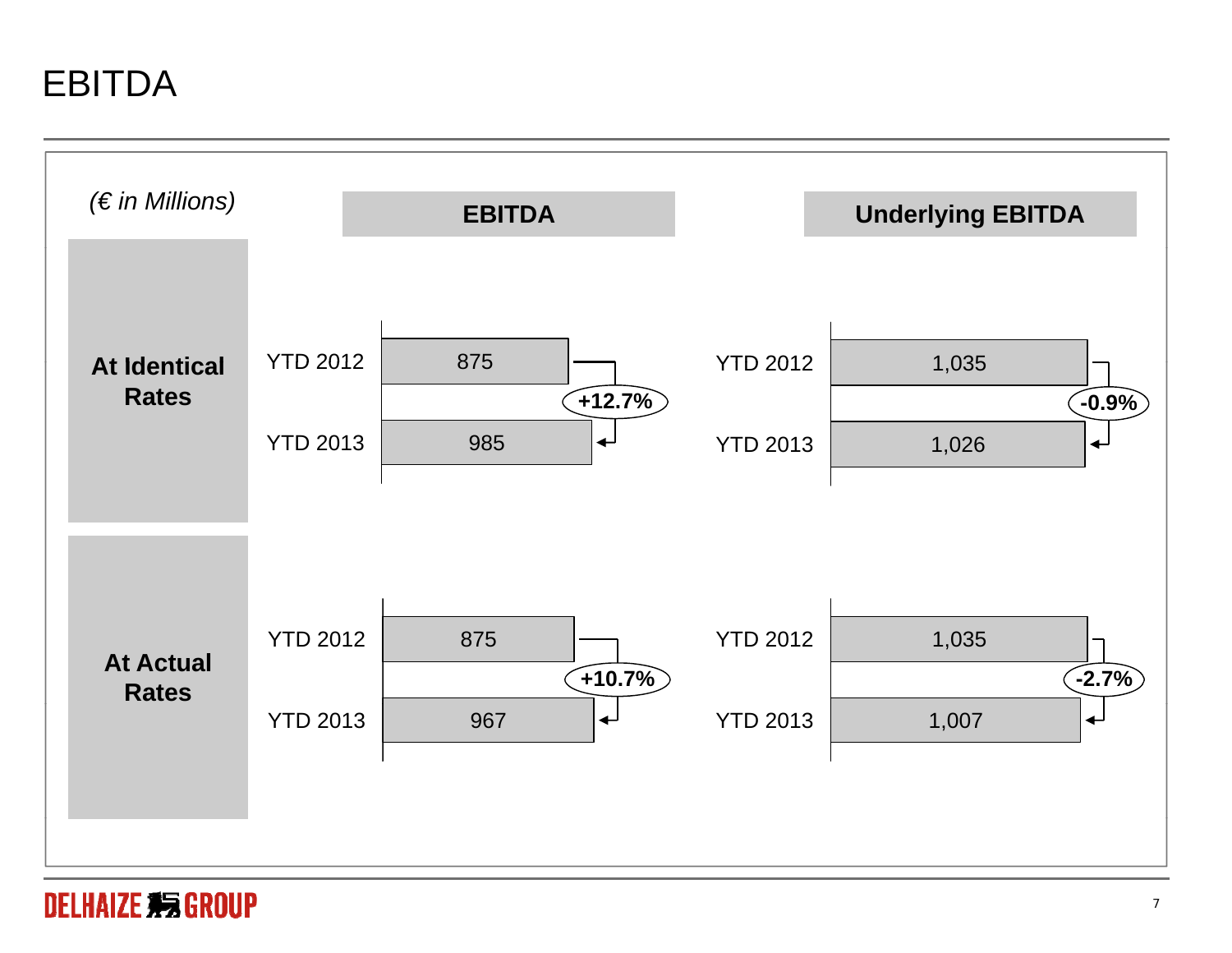# EBITDA

*(€ in Millions)*

| | | EBITDA | Change | Underlying EBITDA | Change |
|---|---|---|---|---|---|
| **At Identical Rates** | YTD 2012 | 875 | **+12.7%** | 1,035 | **-0.9%** |
| | YTD 2013 | 985 | | 1,026 | |
| **At Actual Rates** | YTD 2012 | 875 | **+10.7%** | 1,035 | **-2.7%** |
| | YTD 2013 | 967 | | 1,007 | |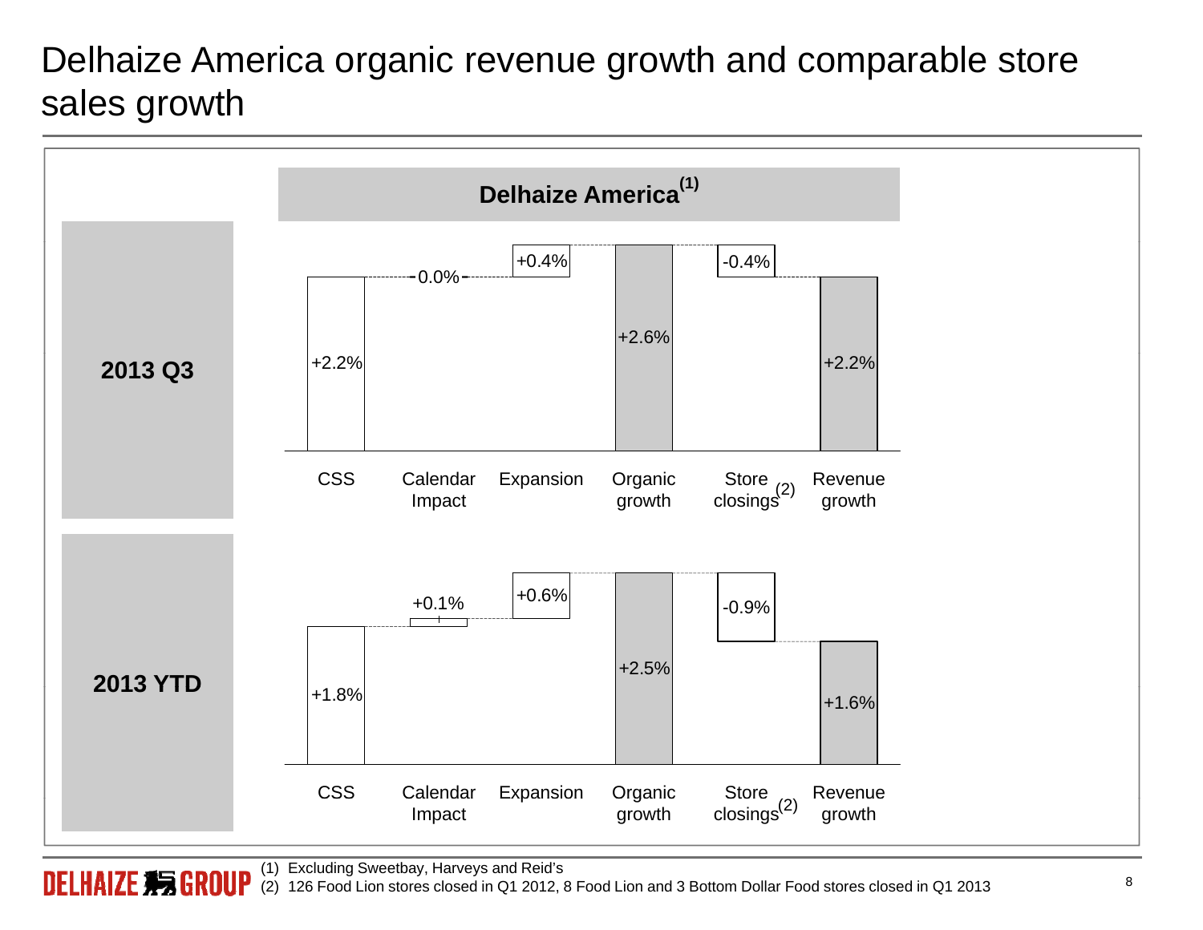# Delhaize America organic revenue growth and comparable store sales growth

**Delhaize America**[1]

| | CSS | Calendar Impact | Expansion | Organic growth | Store closings[2] | Revenue growth |
|---|---|---|---|---|---|---|
| **2013 Q3** | +2.2% | 0.0% | +0.4% | +2.6% | -0.4% | +2.2% |
| **2013 YTD** | +1.8% | +0.1% | +0.6% | +2.5% | -0.9% | +1.6% |

(1) Excluding Sweetbay, Harveys and Reid's
(2) 126 Food Lion stores closed in Q1 2012, 8 Food Lion and 3 Bottom Dollar Food stores closed in Q1 2013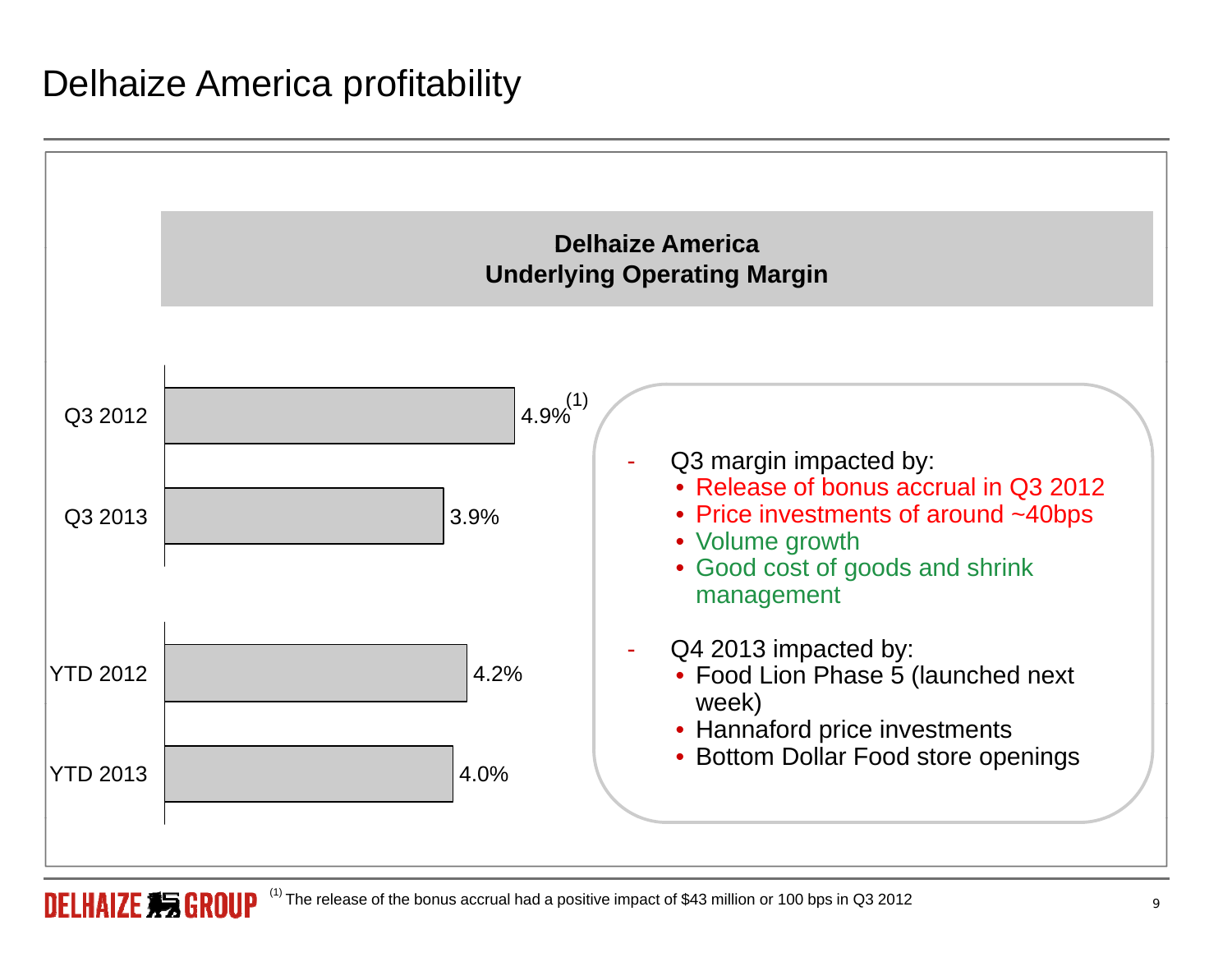# Delhaize America profitability

**Delhaize America**
**Underlying Operating Margin**

| Period | Underlying Operating Margin |
|---|---|
| Q3 2012 | 4.9%[1] |
| Q3 2013 | 3.9% |
| YTD 2012 | 4.2% |
| YTD 2013 | 4.0% |

- Q3 margin impacted by:
  - Release of bonus accrual in Q3 2012
  - Price investments of around ~40bps
  - Volume growth
  - Good cost of goods and shrink management
- Q4 2013 impacted by:
  - Food Lion Phase 5 (launched next week)
  - Hannaford price investments
  - Bottom Dollar Food store openings

[1] The release of the bonus accrual had a positive impact of $43 million or 100 bps in Q3 2012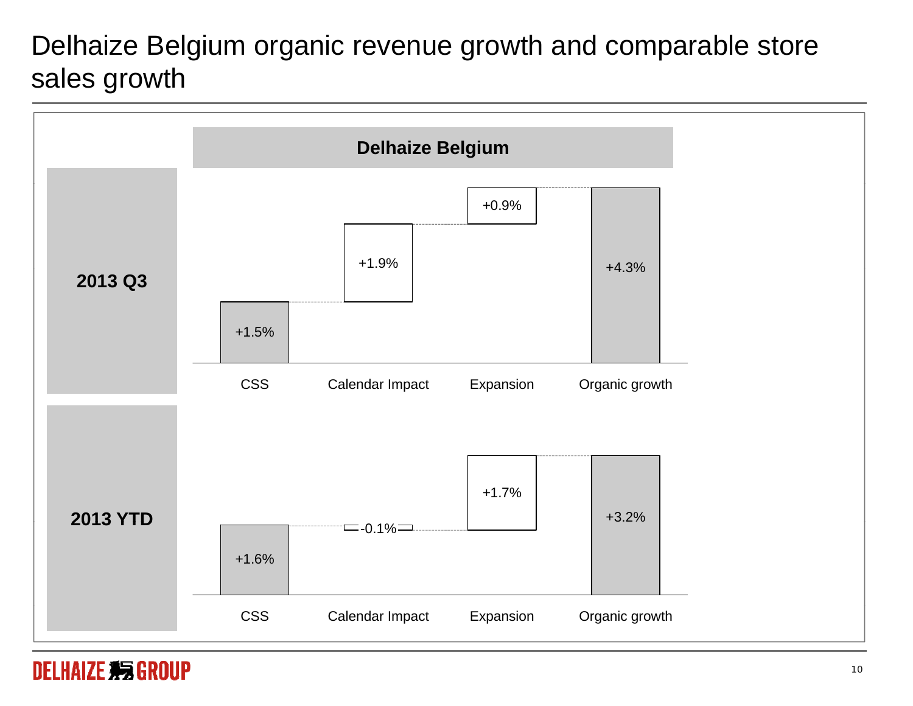# Delhaize Belgium organic revenue growth and comparable store sales growth

## Delhaize Belgium

| | CSS | Calendar Impact | Expansion | Organic growth |
|---|---|---|---|---|
| **2013 Q3** | +1.5% | +1.9% | +0.9% | +4.3% |
| **2013 YTD** | +1.6% | -0.1% | +1.7% | +3.2% |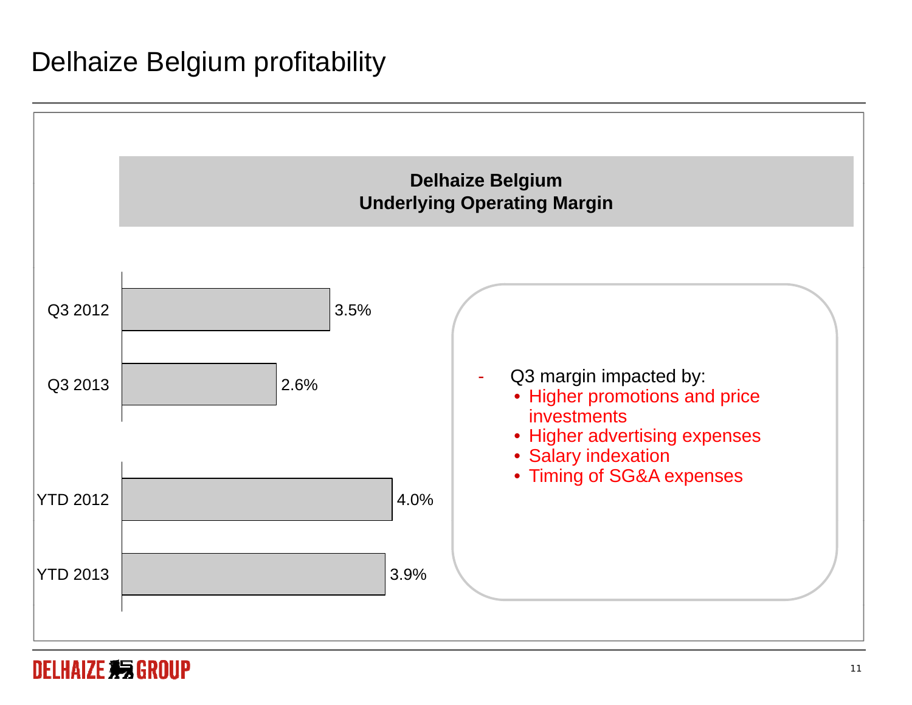# Delhaize Belgium profitability

**Delhaize Belgium**
**Underlying Operating Margin**

| Period | Margin |
| --- | --- |
| Q3 2012 | 3.5% |
| Q3 2013 | 2.6% |
| YTD 2012 | 4.0% |
| YTD 2013 | 3.9% |

- Q3 margin impacted by:
  - Higher promotions and price investments
  - Higher advertising expenses
  - Salary indexation
  - Timing of SG&A expenses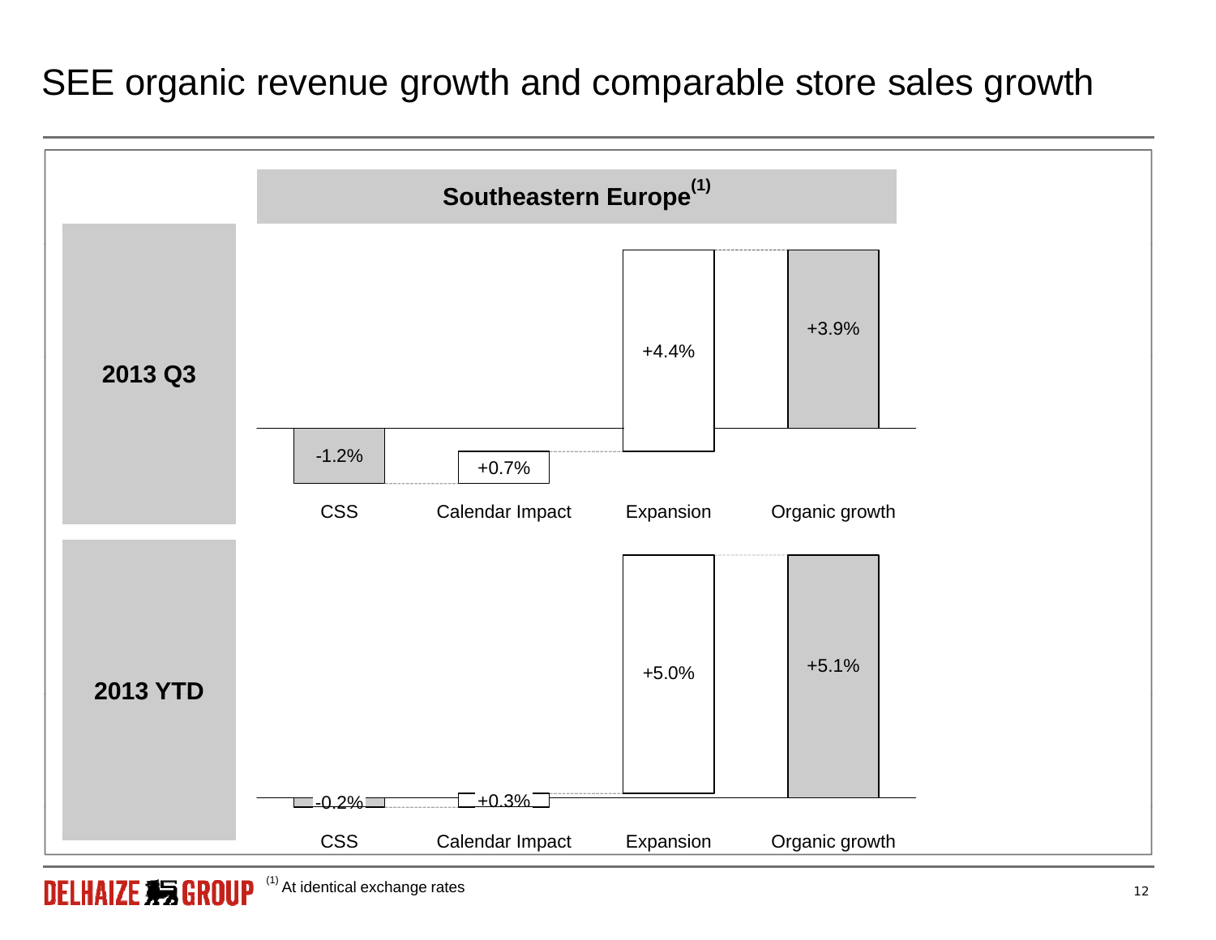# SEE organic revenue growth and comparable store sales growth

**Southeastern Europe[1]**

| | CSS | Calendar Impact | Expansion | Organic growth |
|---|---|---|---|---|
| **2013 Q3** | -1.2% | +0.7% | +4.4% | +3.9% |
| **2013 YTD** | -0.2% | +0.3% | +5.0% | +5.1% |

(1) At identical exchange rates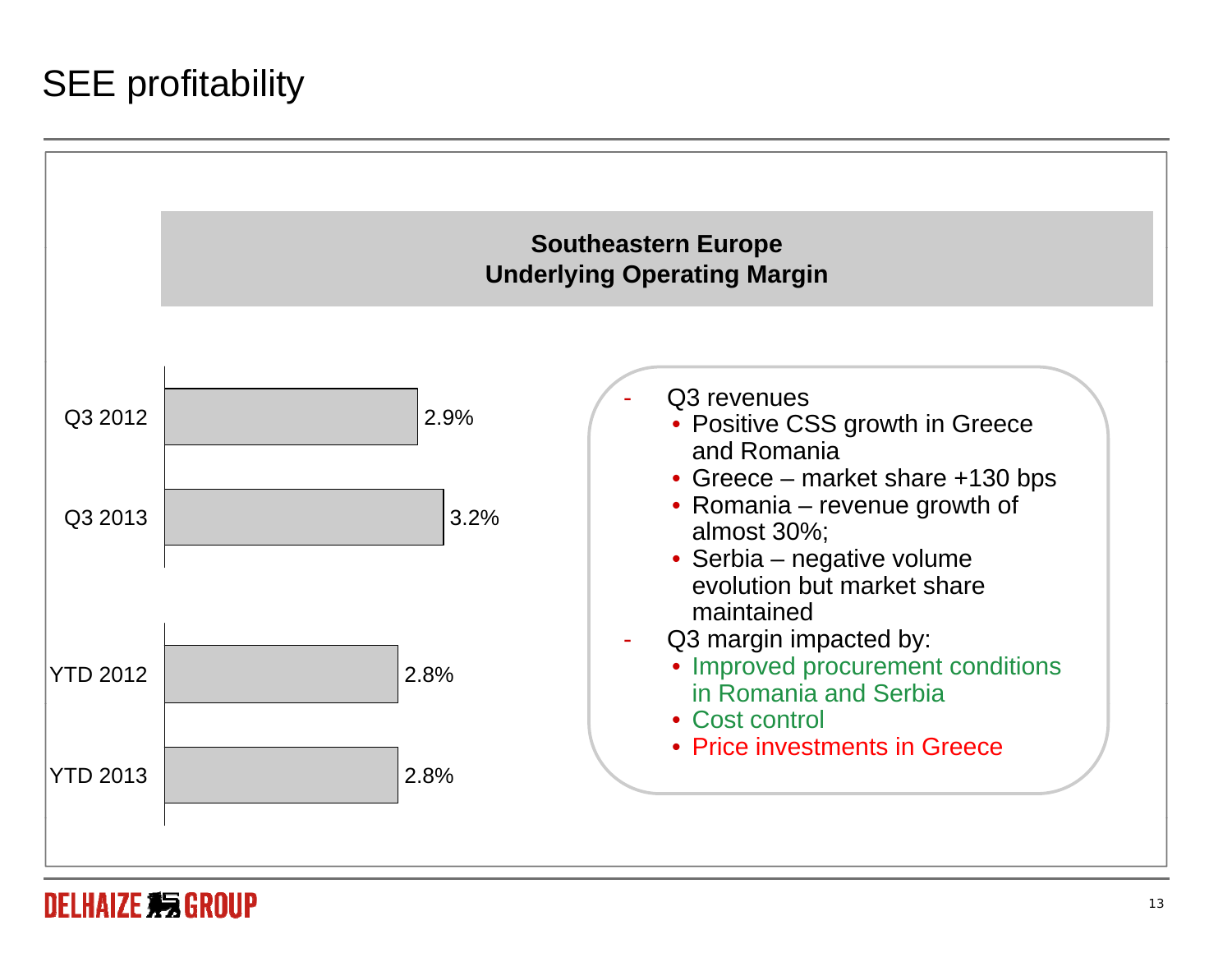# SEE profitability

**Southeastern Europe**
**Underlying Operating Margin**

| Period | Margin |
|---|---|
| Q3 2012 | 2.9% |
| Q3 2013 | 3.2% |
| YTD 2012 | 2.8% |
| YTD 2013 | 2.8% |

- Q3 revenues
  - Positive CSS growth in Greece and Romania
  - Greece – market share +130 bps
  - Romania – revenue growth of almost 30%;
  - Serbia – negative volume evolution but market share maintained
- Q3 margin impacted by:
  - Improved procurement conditions in Romania and Serbia
  - Cost control
  - Price investments in Greece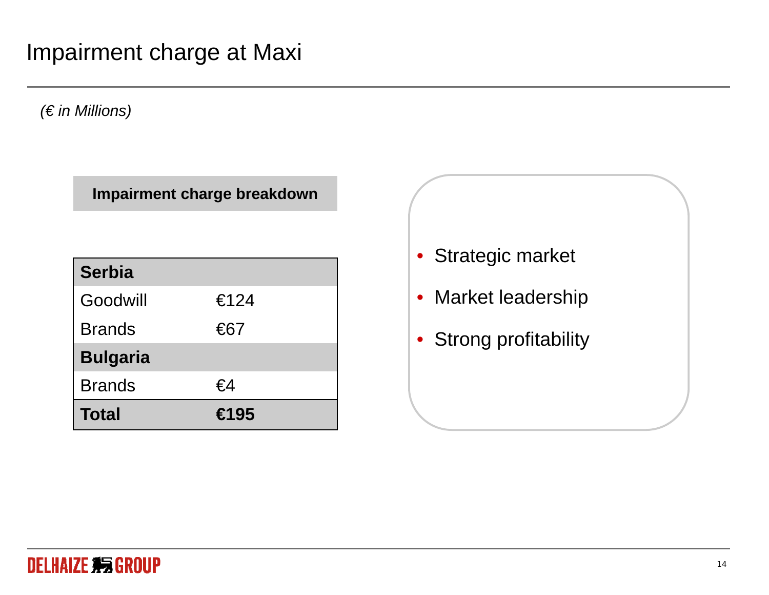# Impairment charge at Maxi

*(€ in Millions)*

**Impairment charge breakdown**

| **Serbia** | |
|---|---|
| Goodwill | €124 |
| Brands | €67 |
| **Bulgaria** | |
| Brands | €4 |
| **Total** | **€195** |

- Strategic market
- Market leadership
- Strong profitability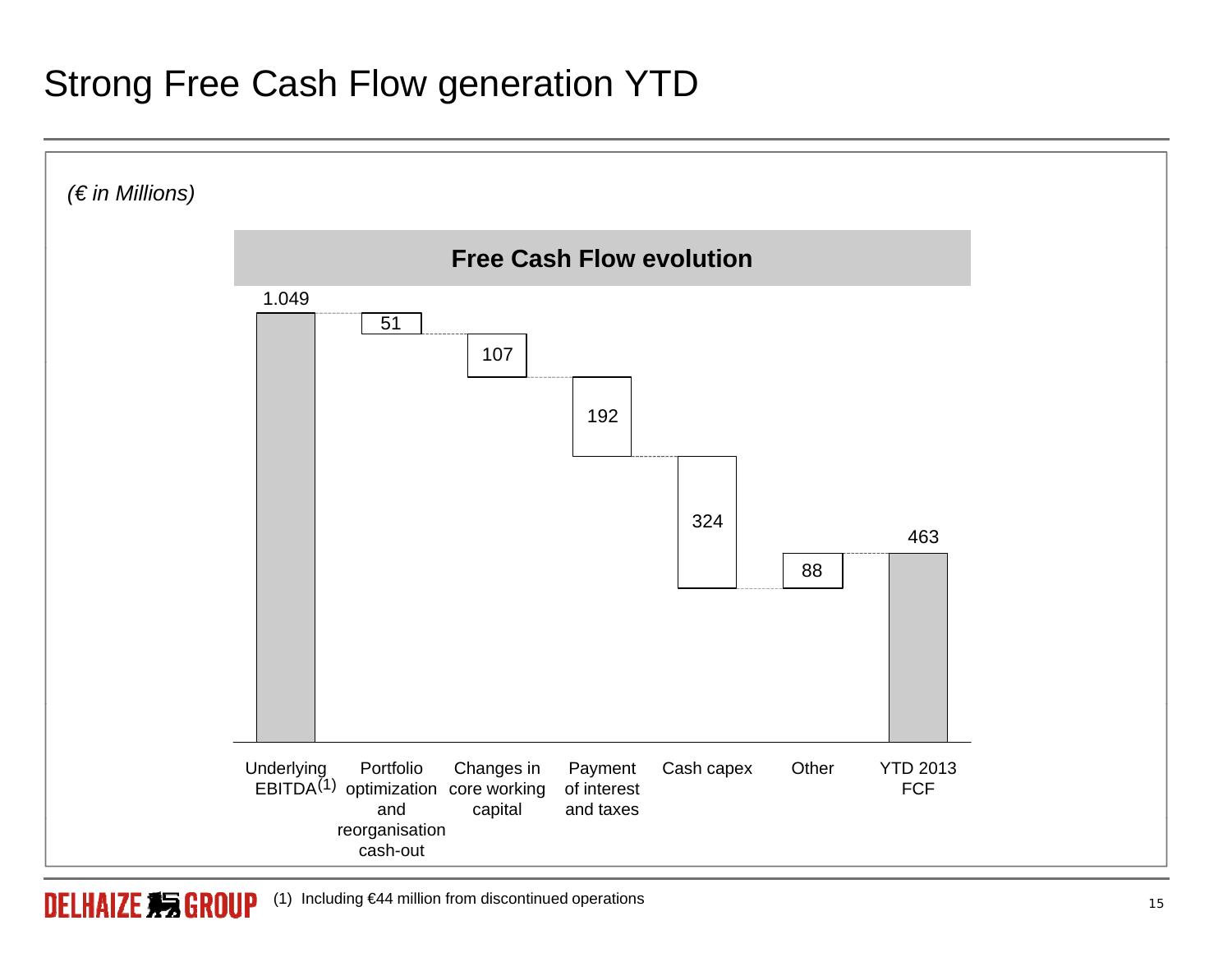# Strong Free Cash Flow generation YTD

*(€ in Millions)*

**Free Cash Flow evolution**

| Underlying EBITDA[(1)] | Portfolio optimization and reorganisation cash-out | Changes in core working capital | Payment of interest and taxes | Cash capex | Other | YTD 2013 FCF |
|---|---|---|---|---|---|---|
| 1.049 | 51 | 107 | 192 | 324 | 88 | 463 |

(1) Including €44 million from discontinued operations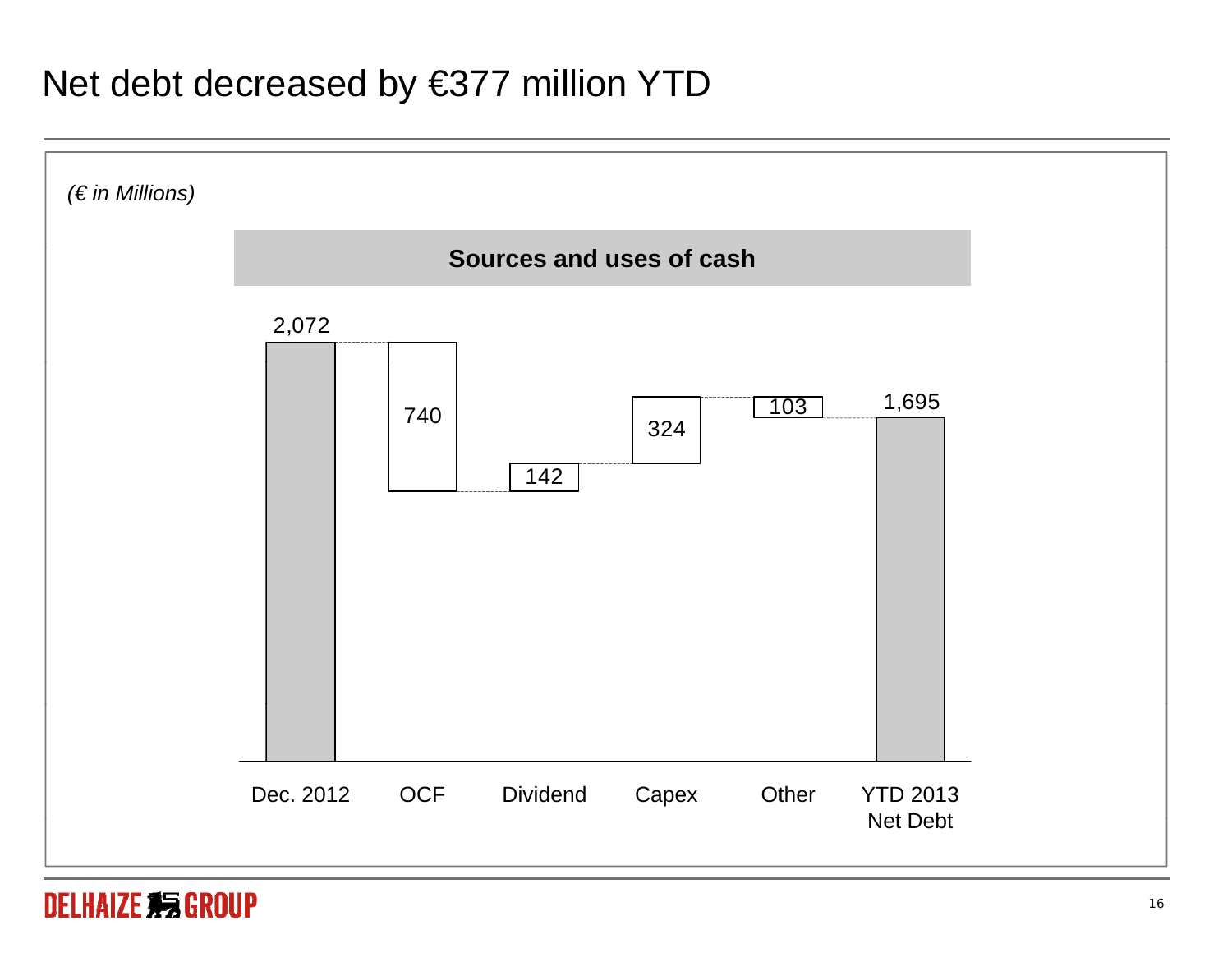# Net debt decreased by €377 million YTD

*(€ in Millions)*

**Sources and uses of cash**

| Dec. 2012 | OCF | Dividend | Capex | Other | YTD 2013 Net Debt |
|---|---|---|---|---|---|
| 2,072 | 740 | 142 | 324 | 103 | 1,695 |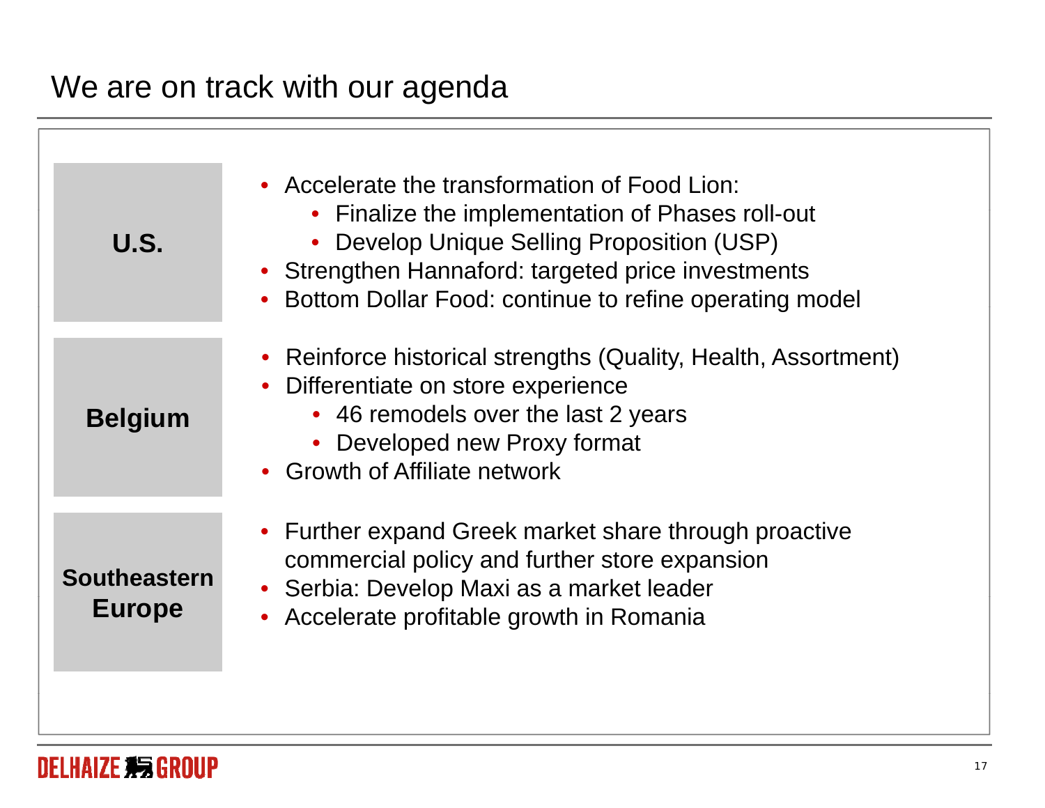# We are on track with our agenda

**U.S.**

- Accelerate the transformation of Food Lion:
  - Finalize the implementation of Phases roll-out
  - Develop Unique Selling Proposition (USP)
- Strengthen Hannaford: targeted price investments
- Bottom Dollar Food: continue to refine operating model

**Belgium**

- Reinforce historical strengths (Quality, Health, Assortment)
- Differentiate on store experience
  - 46 remodels over the last 2 years
  - Developed new Proxy format
- Growth of Affiliate network

**Southeastern Europe**

- Further expand Greek market share through proactive commercial policy and further store expansion
- Serbia: Develop Maxi as a market leader
- Accelerate profitable growth in Romania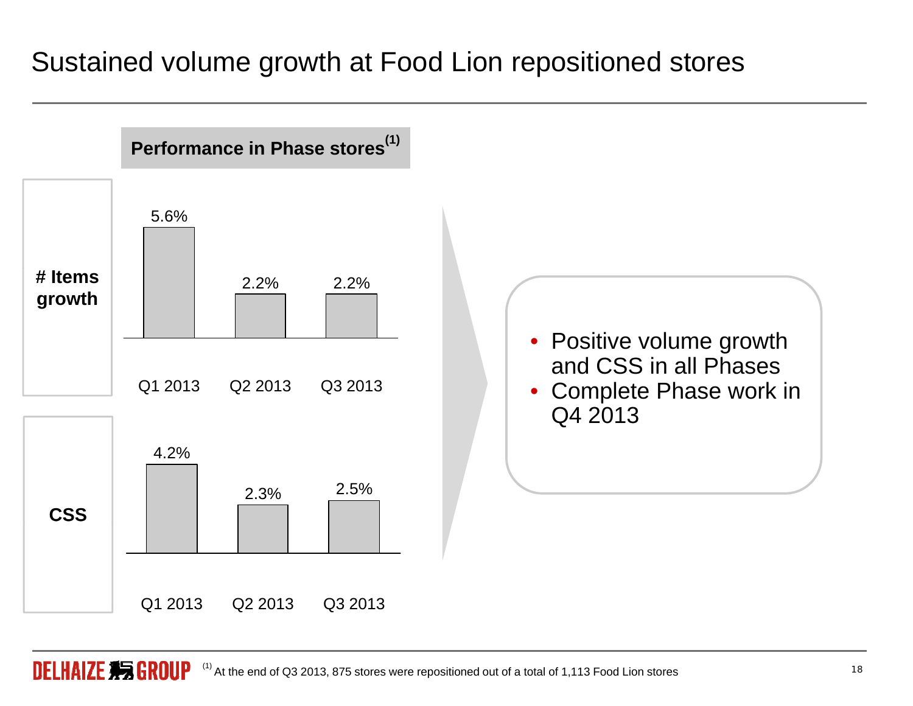# Sustained volume growth at Food Lion repositioned stores

**Performance in Phase stores**[1]

| | Q1 2013 | Q2 2013 | Q3 2013 |
|---|---|---|---|
| **# Items growth** | 5.6% | 2.2% | 2.2% |
| **CSS** | 4.2% | 2.3% | 2.5% |

- Positive volume growth and CSS in all Phases
- Complete Phase work in Q4 2013

(1) At the end of Q3 2013, 875 stores were repositioned out of a total of 1,113 Food Lion stores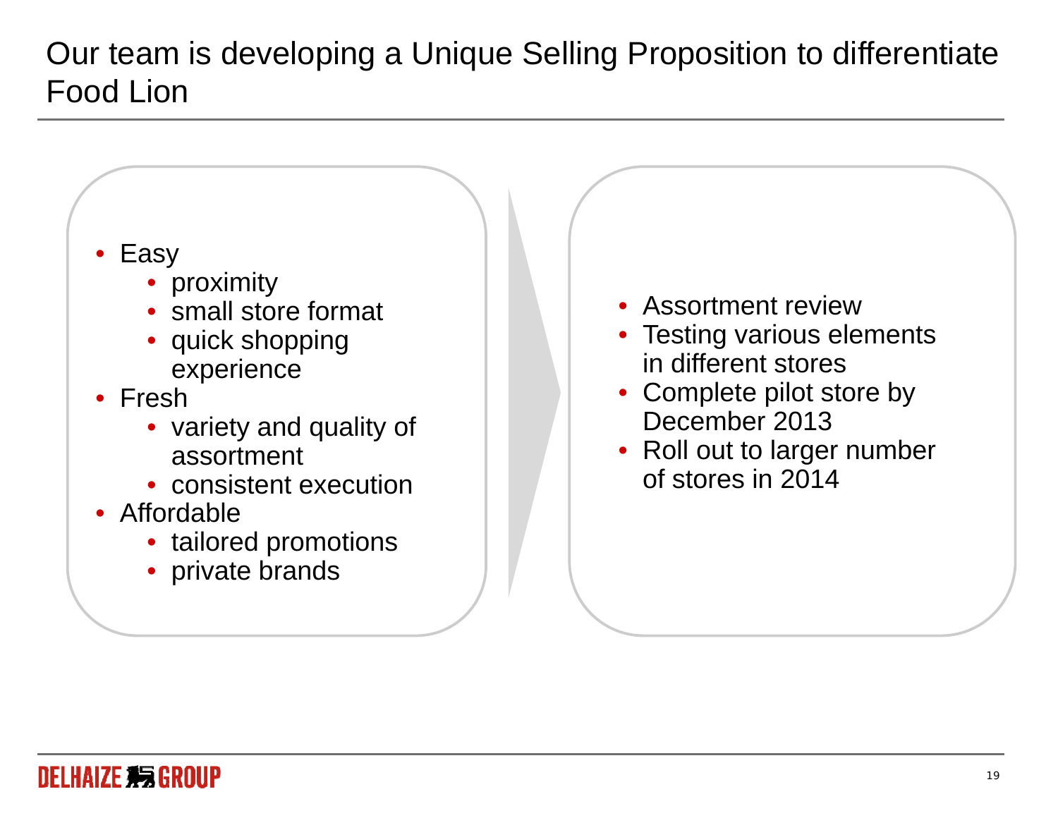# Our team is developing a Unique Selling Proposition to differentiate Food Lion

- Easy
  - proximity
  - small store format
  - quick shopping experience
- Fresh
  - variety and quality of assortment
  - consistent execution
- Affordable
  - tailored promotions
  - private brands

- Assortment review
- Testing various elements in different stores
- Complete pilot store by December 2013
- Roll out to larger number of stores in 2014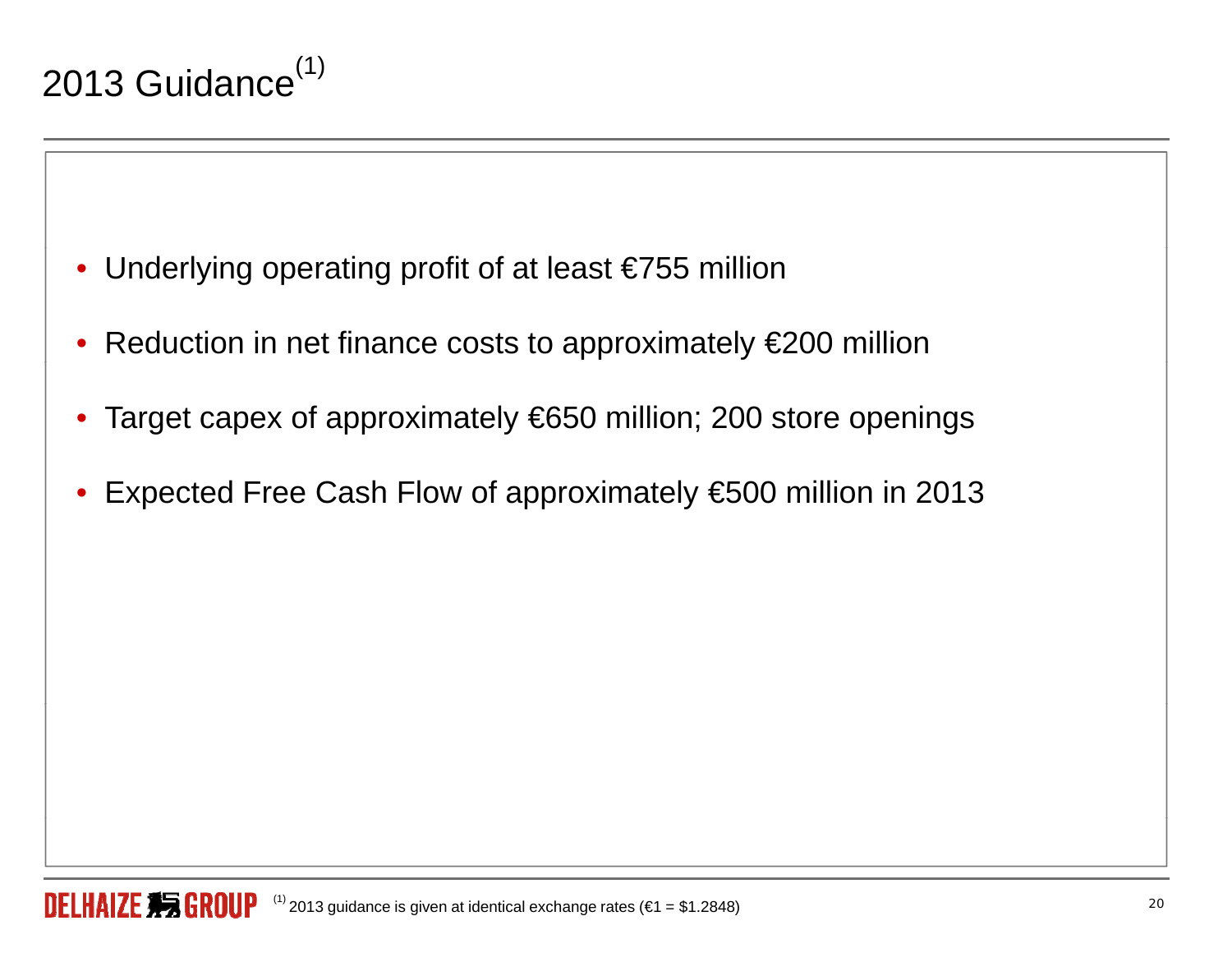# 2013 Guidance[1]

- Underlying operating profit of at least €755 million
- Reduction in net finance costs to approximately €200 million
- Target capex of approximately €650 million; 200 store openings
- Expected Free Cash Flow of approximately €500 million in 2013

[1] 2013 guidance is given at identical exchange rates (€1 = $1.2848)